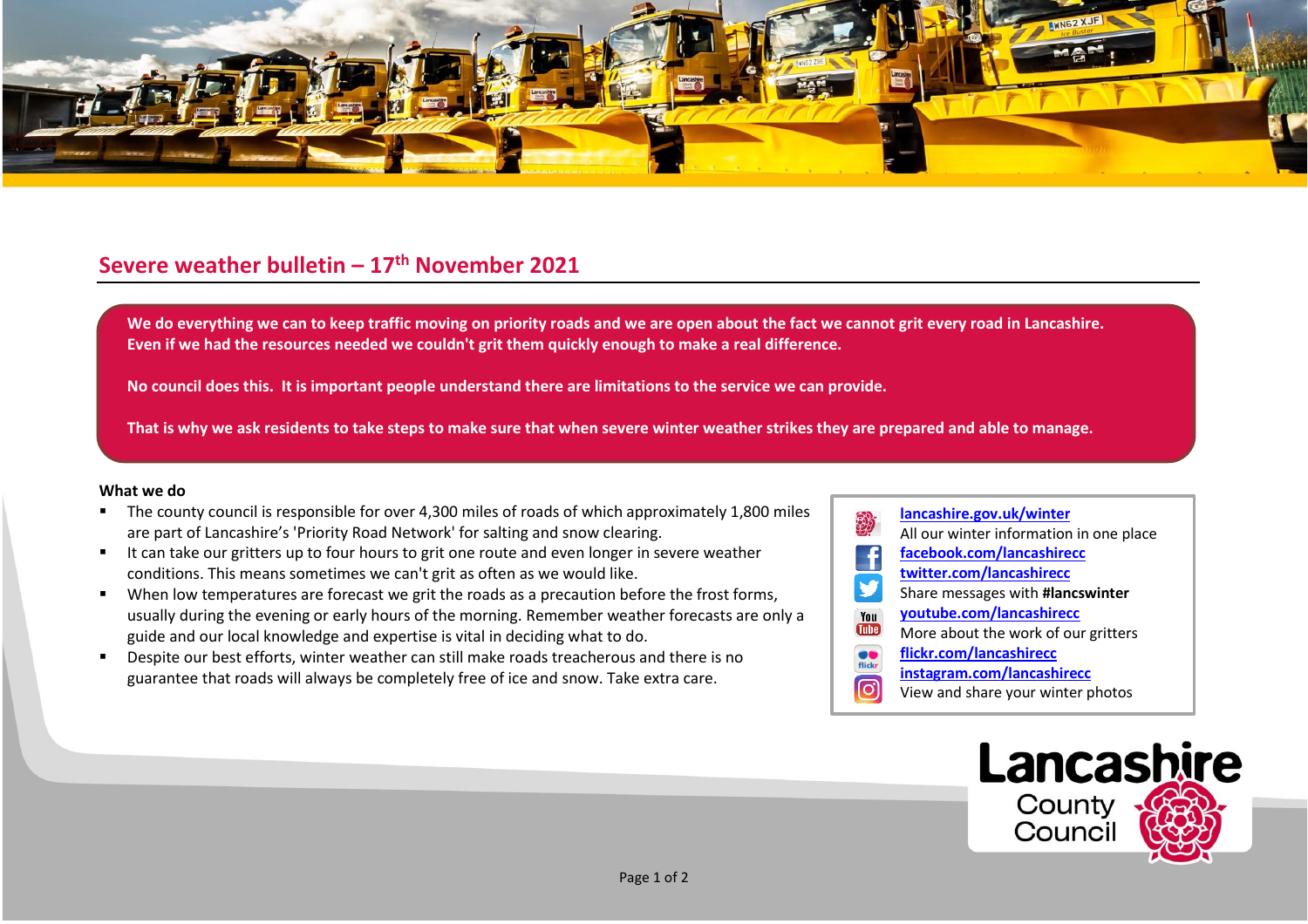# Severe weather bulletin – 17th November 2021

**We do everything we can to keep traffic moving on priority roads and we are open about the fact we cannot grit every road in Lancashire. Even if we had the resources needed we couldn't grit them quickly enough to make a real difference.**

**No council does this. It is important people understand there are limitations to the service we can provide.**

**That is why we ask residents to take steps to make sure that when severe winter weather strikes they are prepared and able to manage.**

**What we do**

- The county council is responsible for over 4,300 miles of roads of which approximately 1,800 miles are part of Lancashire's 'Priority Road Network' for salting and snow clearing.
- It can take our gritters up to four hours to grit one route and even longer in severe weather conditions. This means sometimes we can't grit as often as we would like.
- When low temperatures are forecast we grit the roads as a precaution before the frost forms, usually during the evening or early hours of the morning. Remember weather forecasts are only a guide and our local knowledge and expertise is vital in deciding what to do.
- Despite our best efforts, winter weather can still make roads treacherous and there is no guarantee that roads will always be completely free of ice and snow. Take extra care.

**lancashire.gov.uk/winter**
All our winter information in one place
**facebook.com/lancashirecc**
**twitter.com/lancashirecc**
Share messages with **#lancswinter**
**youtube.com/lancashirecc**
More about the work of our gritters
**flickr.com/lancashirecc**
**instagram.com/lancashirecc**
View and share your winter photos

Lancashire County Council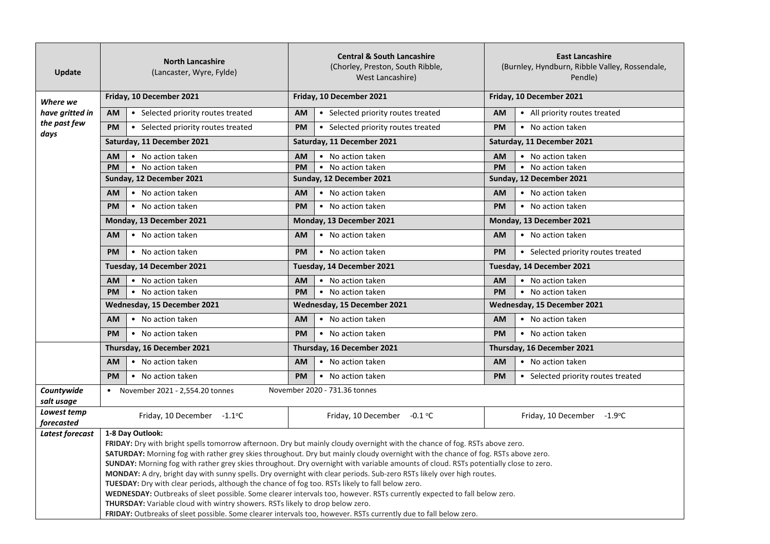| Update | North Lancashire (Lancaster, Wyre, Fylde) | | Central & South Lancashire (Chorley, Preston, South Ribble, West Lancashire) | | East Lancashire (Burnley, Hyndburn, Ribble Valley, Rossendale, Pendle) | |
|---|---|---|---|---|---|---|
| ***Where we have gritted in the past few days*** | **Friday, 10 December 2021** | | **Friday, 10 December 2021** | | **Friday, 10 December 2021** | |
| | **AM** | • Selected priority routes treated | **AM** | • Selected priority routes treated | **AM** | • All priority routes treated |
| | **PM** | • Selected priority routes treated | **PM** | • Selected priority routes treated | **PM** | • No action taken |
| | **Saturday, 11 December 2021** | | **Saturday, 11 December 2021** | | **Saturday, 11 December 2021** | |
| | **AM** | • No action taken | **AM** | • No action taken | **AM** | • No action taken |
| | **PM** | • No action taken | **PM** | • No action taken | **PM** | • No action taken |
| | **Sunday, 12 December 2021** | | **Sunday, 12 December 2021** | | **Sunday, 12 December 2021** | |
| | **AM** | • No action taken | **AM** | • No action taken | **AM** | • No action taken |
| | **PM** | • No action taken | **PM** | • No action taken | **PM** | • No action taken |
| | **Monday, 13 December 2021** | | **Monday, 13 December 2021** | | **Monday, 13 December 2021** | |
| | **AM** | • No action taken | **AM** | • No action taken | **AM** | • No action taken |
| | **PM** | • No action taken | **PM** | • No action taken | **PM** | • Selected priority routes treated |
| | **Tuesday, 14 December 2021** | | **Tuesday, 14 December 2021** | | **Tuesday, 14 December 2021** | |
| | **AM** | • No action taken | **AM** | • No action taken | **AM** | • No action taken |
| | **PM** | • No action taken | **PM** | • No action taken | **PM** | • No action taken |
| | **Wednesday, 15 December 2021** | | **Wednesday, 15 December 2021** | | **Wednesday, 15 December 2021** | |
| | **AM** | • No action taken | **AM** | • No action taken | **AM** | • No action taken |
| | **PM** | • No action taken | **PM** | • No action taken | **PM** | • No action taken |
| | **Thursday, 16 December 2021** | | **Thursday, 16 December 2021** | | **Thursday, 16 December 2021** | |
| | **AM** | • No action taken | **AM** | • No action taken | **AM** | • No action taken |
| | **PM** | • No action taken | **PM** | • No action taken | **PM** | • Selected priority routes treated |
| ***Countywide salt usage*** | • November 2021 - 2,554.20 tonnes | | November 2020 - 731.36 tonnes | | | |
| ***Lowest temp forecasted*** | Friday, 10 December -1.1°C | | Friday, 10 December -0.1 °C | | Friday, 10 December -1.9°C | |
| ***Latest forecast*** | **1-8 Day Outlook:**<br>**FRIDAY:** Dry with bright spells tomorrow afternoon. Dry but mainly cloudy overnight with the chance of fog. RSTs above zero.<br>**SATURDAY:** Morning fog with rather grey skies throughout. Dry but mainly cloudy overnight with the chance of fog. RSTs above zero.<br>**SUNDAY:** Morning fog with rather grey skies throughout. Dry overnight with variable amounts of cloud. RSTs potentially close to zero.<br>**MONDAY:** A dry, bright day with sunny spells. Dry overnight with clear periods. Sub-zero RSTs likely over high routes.<br>**TUESDAY:** Dry with clear periods, although the chance of fog too. RSTs likely to fall below zero.<br>**WEDNESDAY:** Outbreaks of sleet possible. Some clearer intervals too, however. RSTs currently expected to fall below zero.<br>**THURSDAY:** Variable cloud with wintry showers. RSTs likely to drop below zero.<br>**FRIDAY:** Outbreaks of sleet possible. Some clearer intervals too, however. RSTs currently due to fall below zero. | | | | | |